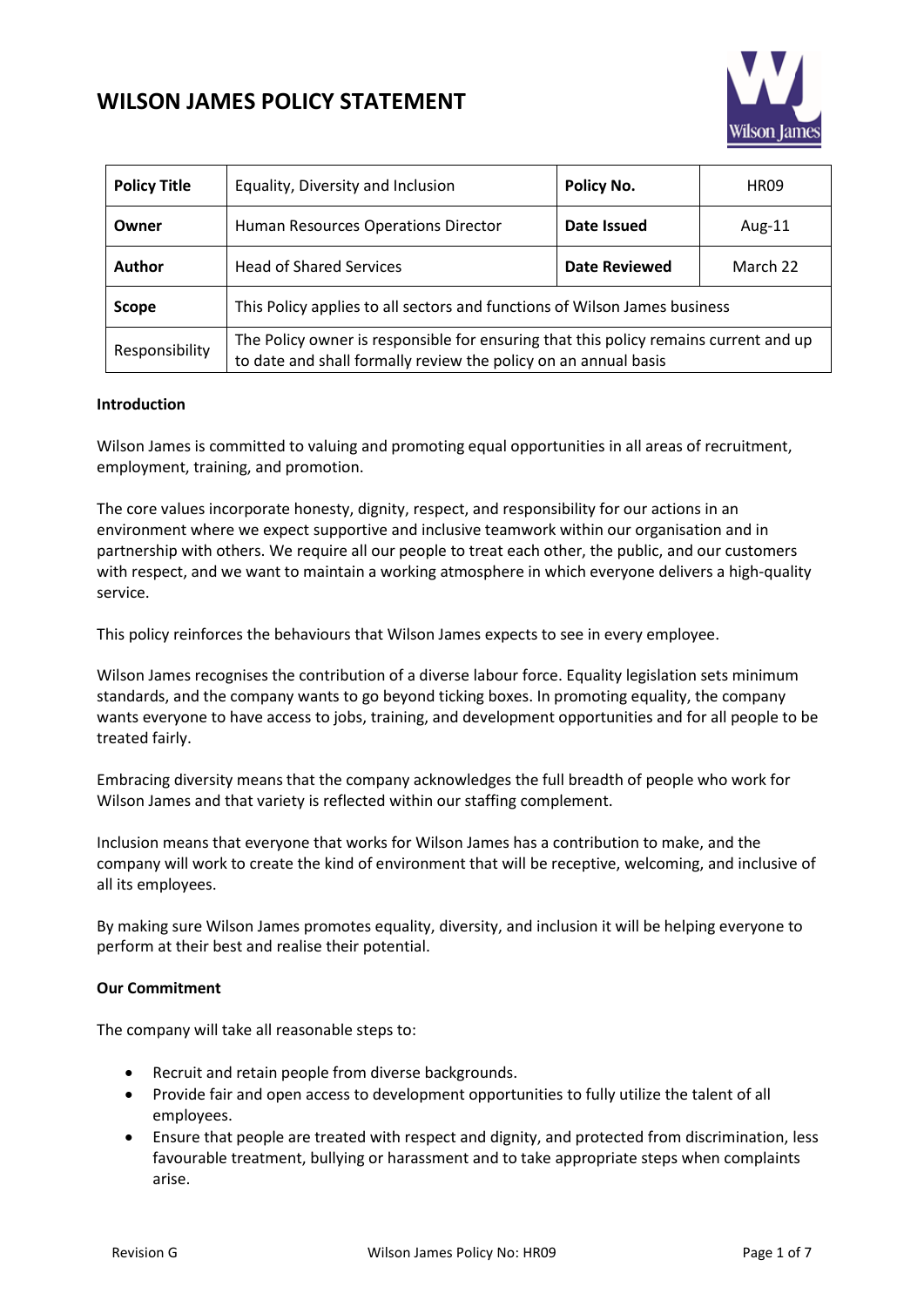# WILSON JAMES POLICY STATEMENT

| **Policy Title** | Equality, Diversity and Inclusion | **Policy No.** | HR09 |
|---|---|---|---|
| **Owner** | Human Resources Operations Director | **Date Issued** | Aug-11 |
| **Author** | Head of Shared Services | **Date Reviewed** | March 22 |
| **Scope** | This Policy applies to all sectors and functions of Wilson James business | | |
| Responsibility | The Policy owner is responsible for ensuring that this policy remains current and up to date and shall formally review the policy on an annual basis | | |

**Introduction**

Wilson James is committed to valuing and promoting equal opportunities in all areas of recruitment, employment, training, and promotion.

The core values incorporate honesty, dignity, respect, and responsibility for our actions in an environment where we expect supportive and inclusive teamwork within our organisation and in partnership with others. We require all our people to treat each other, the public, and our customers with respect, and we want to maintain a working atmosphere in which everyone delivers a high-quality service.

This policy reinforces the behaviours that Wilson James expects to see in every employee.

Wilson James recognises the contribution of a diverse labour force. Equality legislation sets minimum standards, and the company wants to go beyond ticking boxes. In promoting equality, the company wants everyone to have access to jobs, training, and development opportunities and for all people to be treated fairly.

Embracing diversity means that the company acknowledges the full breadth of people who work for Wilson James and that variety is reflected within our staffing complement.

Inclusion means that everyone that works for Wilson James has a contribution to make, and the company will work to create the kind of environment that will be receptive, welcoming, and inclusive of all its employees.

By making sure Wilson James promotes equality, diversity, and inclusion it will be helping everyone to perform at their best and realise their potential.

**Our Commitment**

The company will take all reasonable steps to:

- Recruit and retain people from diverse backgrounds.
- Provide fair and open access to development opportunities to fully utilize the talent of all employees.
- Ensure that people are treated with respect and dignity, and protected from discrimination, less favourable treatment, bullying or harassment and to take appropriate steps when complaints arise.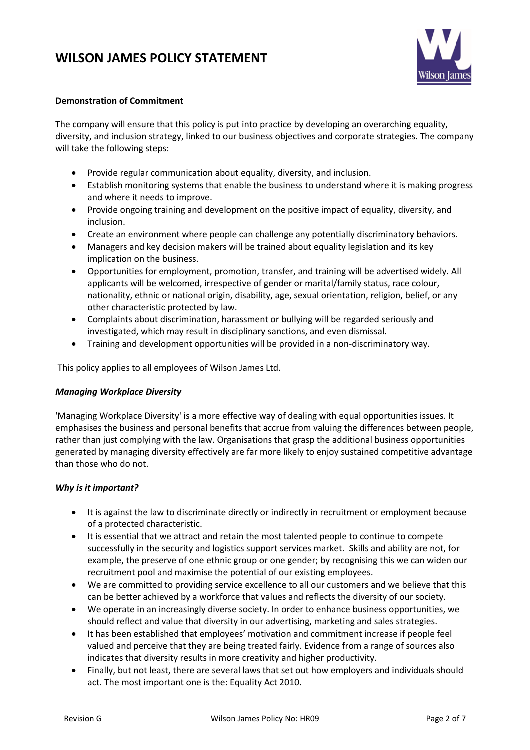**Demonstration of Commitment**

The company will ensure that this policy is put into practice by developing an overarching equality, diversity, and inclusion strategy, linked to our business objectives and corporate strategies. The company will take the following steps:

- Provide regular communication about equality, diversity, and inclusion.
- Establish monitoring systems that enable the business to understand where it is making progress and where it needs to improve.
- Provide ongoing training and development on the positive impact of equality, diversity, and inclusion.
- Create an environment where people can challenge any potentially discriminatory behaviors.
- Managers and key decision makers will be trained about equality legislation and its key implication on the business.
- Opportunities for employment, promotion, transfer, and training will be advertised widely. All applicants will be welcomed, irrespective of gender or marital/family status, race colour, nationality, ethnic or national origin, disability, age, sexual orientation, religion, belief, or any other characteristic protected by law.
- Complaints about discrimination, harassment or bullying will be regarded seriously and investigated, which may result in disciplinary sanctions, and even dismissal.
- Training and development opportunities will be provided in a non-discriminatory way.

This policy applies to all employees of Wilson James Ltd.

***Managing Workplace Diversity***

'Managing Workplace Diversity' is a more effective way of dealing with equal opportunities issues. It emphasises the business and personal benefits that accrue from valuing the differences between people, rather than just complying with the law. Organisations that grasp the additional business opportunities generated by managing diversity effectively are far more likely to enjoy sustained competitive advantage than those who do not.

***Why is it important?***

- It is against the law to discriminate directly or indirectly in recruitment or employment because of a protected characteristic.
- It is essential that we attract and retain the most talented people to continue to compete successfully in the security and logistics support services market. Skills and ability are not, for example, the preserve of one ethnic group or one gender; by recognising this we can widen our recruitment pool and maximise the potential of our existing employees.
- We are committed to providing service excellence to all our customers and we believe that this can be better achieved by a workforce that values and reflects the diversity of our society.
- We operate in an increasingly diverse society. In order to enhance business opportunities, we should reflect and value that diversity in our advertising, marketing and sales strategies.
- It has been established that employees' motivation and commitment increase if people feel valued and perceive that they are being treated fairly. Evidence from a range of sources also indicates that diversity results in more creativity and higher productivity.
- Finally, but not least, there are several laws that set out how employers and individuals should act. The most important one is the: Equality Act 2010.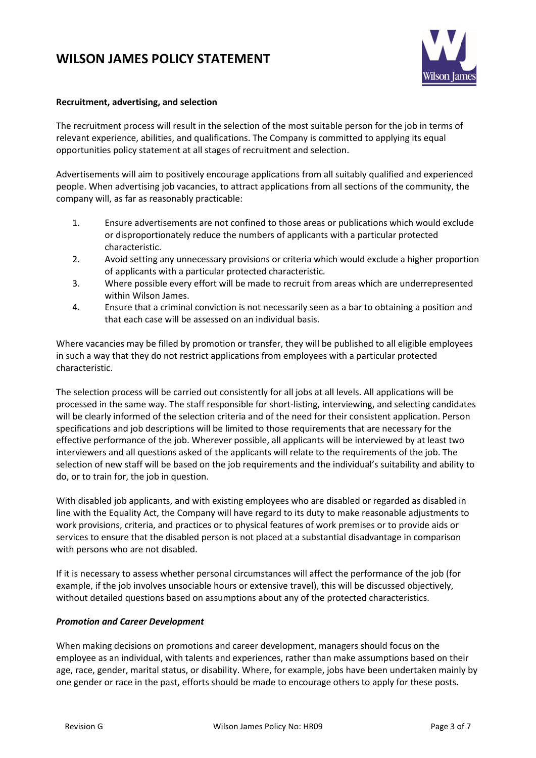**Recruitment, advertising, and selection**

The recruitment process will result in the selection of the most suitable person for the job in terms of relevant experience, abilities, and qualifications. The Company is committed to applying its equal opportunities policy statement at all stages of recruitment and selection.

Advertisements will aim to positively encourage applications from all suitably qualified and experienced people. When advertising job vacancies, to attract applications from all sections of the community, the company will, as far as reasonably practicable:

1. Ensure advertisements are not confined to those areas or publications which would exclude or disproportionately reduce the numbers of applicants with a particular protected characteristic.
2. Avoid setting any unnecessary provisions or criteria which would exclude a higher proportion of applicants with a particular protected characteristic.
3. Where possible every effort will be made to recruit from areas which are underrepresented within Wilson James.
4. Ensure that a criminal conviction is not necessarily seen as a bar to obtaining a position and that each case will be assessed on an individual basis.

Where vacancies may be filled by promotion or transfer, they will be published to all eligible employees in such a way that they do not restrict applications from employees with a particular protected characteristic.

The selection process will be carried out consistently for all jobs at all levels. All applications will be processed in the same way. The staff responsible for short-listing, interviewing, and selecting candidates will be clearly informed of the selection criteria and of the need for their consistent application. Person specifications and job descriptions will be limited to those requirements that are necessary for the effective performance of the job. Wherever possible, all applicants will be interviewed by at least two interviewers and all questions asked of the applicants will relate to the requirements of the job. The selection of new staff will be based on the job requirements and the individual's suitability and ability to do, or to train for, the job in question.

With disabled job applicants, and with existing employees who are disabled or regarded as disabled in line with the Equality Act, the Company will have regard to its duty to make reasonable adjustments to work provisions, criteria, and practices or to physical features of work premises or to provide aids or services to ensure that the disabled person is not placed at a substantial disadvantage in comparison with persons who are not disabled.

If it is necessary to assess whether personal circumstances will affect the performance of the job (for example, if the job involves unsociable hours or extensive travel), this will be discussed objectively, without detailed questions based on assumptions about any of the protected characteristics.

***Promotion and Career Development***

When making decisions on promotions and career development, managers should focus on the employee as an individual, with talents and experiences, rather than make assumptions based on their age, race, gender, marital status, or disability. Where, for example, jobs have been undertaken mainly by one gender or race in the past, efforts should be made to encourage others to apply for these posts.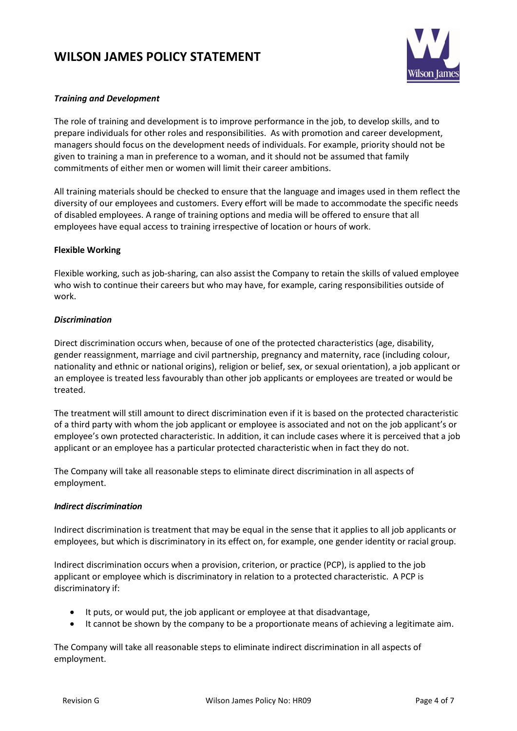***Training and Development***

The role of training and development is to improve performance in the job, to develop skills, and to prepare individuals for other roles and responsibilities. As with promotion and career development, managers should focus on the development needs of individuals. For example, priority should not be given to training a man in preference to a woman, and it should not be assumed that family commitments of either men or women will limit their career ambitions.

All training materials should be checked to ensure that the language and images used in them reflect the diversity of our employees and customers. Every effort will be made to accommodate the specific needs of disabled employees. A range of training options and media will be offered to ensure that all employees have equal access to training irrespective of location or hours of work.

**Flexible Working**

Flexible working, such as job-sharing, can also assist the Company to retain the skills of valued employee who wish to continue their careers but who may have, for example, caring responsibilities outside of work.

***Discrimination***

Direct discrimination occurs when, because of one of the protected characteristics (age, disability, gender reassignment, marriage and civil partnership, pregnancy and maternity, race (including colour, nationality and ethnic or national origins), religion or belief, sex, or sexual orientation), a job applicant or an employee is treated less favourably than other job applicants or employees are treated or would be treated.

The treatment will still amount to direct discrimination even if it is based on the protected characteristic of a third party with whom the job applicant or employee is associated and not on the job applicant's or employee's own protected characteristic. In addition, it can include cases where it is perceived that a job applicant or an employee has a particular protected characteristic when in fact they do not.

The Company will take all reasonable steps to eliminate direct discrimination in all aspects of employment.

***Indirect discrimination***

Indirect discrimination is treatment that may be equal in the sense that it applies to all job applicants or employees, but which is discriminatory in its effect on, for example, one gender identity or racial group.

Indirect discrimination occurs when a provision, criterion, or practice (PCP), is applied to the job applicant or employee which is discriminatory in relation to a protected characteristic. A PCP is discriminatory if:

- It puts, or would put, the job applicant or employee at that disadvantage,
- It cannot be shown by the company to be a proportionate means of achieving a legitimate aim.

The Company will take all reasonable steps to eliminate indirect discrimination in all aspects of employment.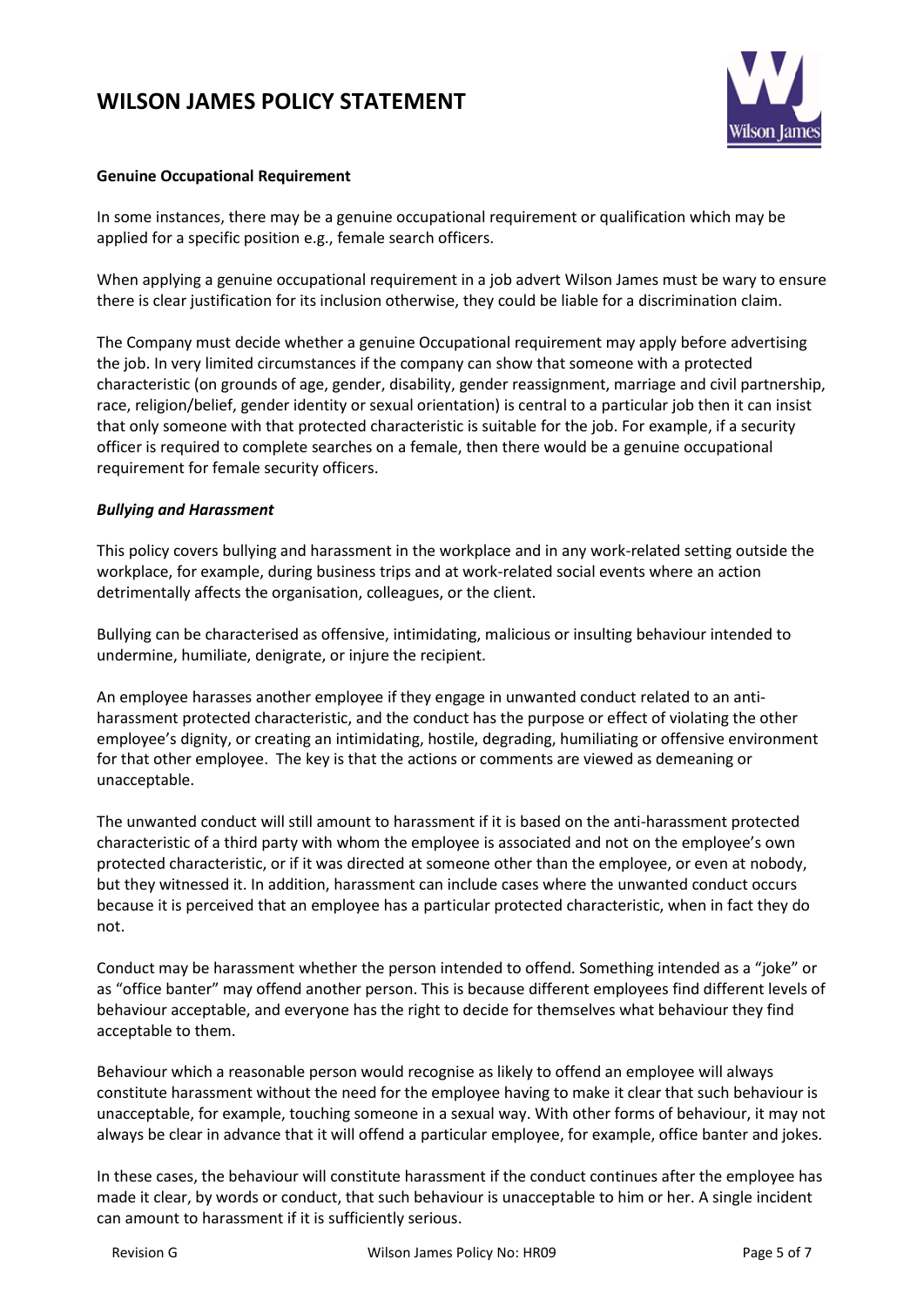**Genuine Occupational Requirement**

In some instances, there may be a genuine occupational requirement or qualification which may be applied for a specific position e.g., female search officers.

When applying a genuine occupational requirement in a job advert Wilson James must be wary to ensure there is clear justification for its inclusion otherwise, they could be liable for a discrimination claim.

The Company must decide whether a genuine Occupational requirement may apply before advertising the job. In very limited circumstances if the company can show that someone with a protected characteristic (on grounds of age, gender, disability, gender reassignment, marriage and civil partnership, race, religion/belief, gender identity or sexual orientation) is central to a particular job then it can insist that only someone with that protected characteristic is suitable for the job. For example, if a security officer is required to complete searches on a female, then there would be a genuine occupational requirement for female security officers.

***Bullying and Harassment***

This policy covers bullying and harassment in the workplace and in any work-related setting outside the workplace, for example, during business trips and at work-related social events where an action detrimentally affects the organisation, colleagues, or the client.

Bullying can be characterised as offensive, intimidating, malicious or insulting behaviour intended to undermine, humiliate, denigrate, or injure the recipient.

An employee harasses another employee if they engage in unwanted conduct related to an anti-harassment protected characteristic, and the conduct has the purpose or effect of violating the other employee's dignity, or creating an intimidating, hostile, degrading, humiliating or offensive environment for that other employee. The key is that the actions or comments are viewed as demeaning or unacceptable.

The unwanted conduct will still amount to harassment if it is based on the anti-harassment protected characteristic of a third party with whom the employee is associated and not on the employee's own protected characteristic, or if it was directed at someone other than the employee, or even at nobody, but they witnessed it. In addition, harassment can include cases where the unwanted conduct occurs because it is perceived that an employee has a particular protected characteristic, when in fact they do not.

Conduct may be harassment whether the person intended to offend. Something intended as a "joke" or as "office banter" may offend another person. This is because different employees find different levels of behaviour acceptable, and everyone has the right to decide for themselves what behaviour they find acceptable to them.

Behaviour which a reasonable person would recognise as likely to offend an employee will always constitute harassment without the need for the employee having to make it clear that such behaviour is unacceptable, for example, touching someone in a sexual way. With other forms of behaviour, it may not always be clear in advance that it will offend a particular employee, for example, office banter and jokes.

In these cases, the behaviour will constitute harassment if the conduct continues after the employee has made it clear, by words or conduct, that such behaviour is unacceptable to him or her. A single incident can amount to harassment if it is sufficiently serious.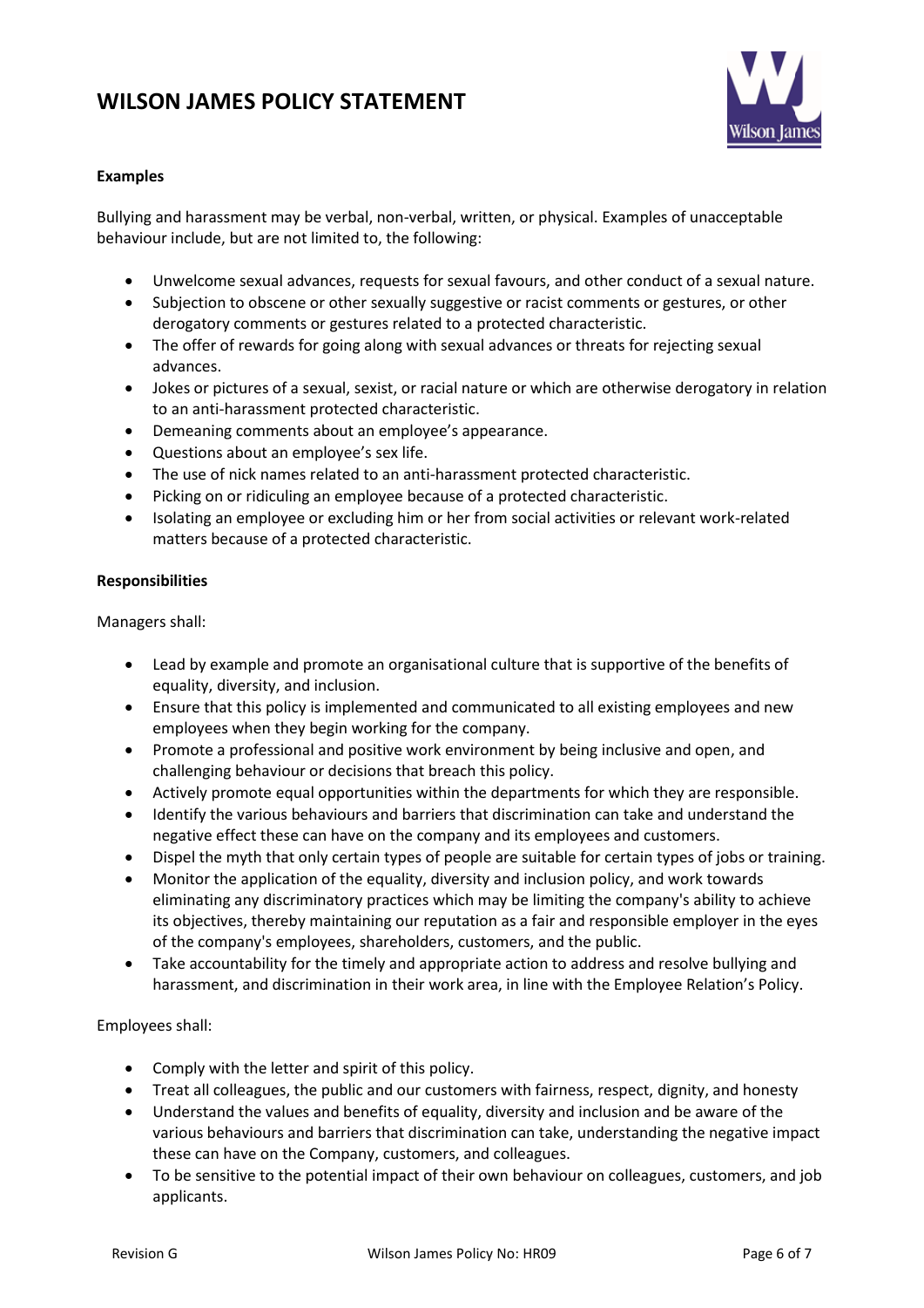**Examples**

Bullying and harassment may be verbal, non-verbal, written, or physical. Examples of unacceptable behaviour include, but are not limited to, the following:

- Unwelcome sexual advances, requests for sexual favours, and other conduct of a sexual nature.
- Subjection to obscene or other sexually suggestive or racist comments or gestures, or other derogatory comments or gestures related to a protected characteristic.
- The offer of rewards for going along with sexual advances or threats for rejecting sexual advances.
- Jokes or pictures of a sexual, sexist, or racial nature or which are otherwise derogatory in relation to an anti-harassment protected characteristic.
- Demeaning comments about an employee's appearance.
- Questions about an employee's sex life.
- The use of nick names related to an anti-harassment protected characteristic.
- Picking on or ridiculing an employee because of a protected characteristic.
- Isolating an employee or excluding him or her from social activities or relevant work-related matters because of a protected characteristic.

**Responsibilities**

Managers shall:

- Lead by example and promote an organisational culture that is supportive of the benefits of equality, diversity, and inclusion.
- Ensure that this policy is implemented and communicated to all existing employees and new employees when they begin working for the company.
- Promote a professional and positive work environment by being inclusive and open, and challenging behaviour or decisions that breach this policy.
- Actively promote equal opportunities within the departments for which they are responsible.
- Identify the various behaviours and barriers that discrimination can take and understand the negative effect these can have on the company and its employees and customers.
- Dispel the myth that only certain types of people are suitable for certain types of jobs or training.
- Monitor the application of the equality, diversity and inclusion policy, and work towards eliminating any discriminatory practices which may be limiting the company's ability to achieve its objectives, thereby maintaining our reputation as a fair and responsible employer in the eyes of the company's employees, shareholders, customers, and the public.
- Take accountability for the timely and appropriate action to address and resolve bullying and harassment, and discrimination in their work area, in line with the Employee Relation's Policy.

Employees shall:

- Comply with the letter and spirit of this policy.
- Treat all colleagues, the public and our customers with fairness, respect, dignity, and honesty
- Understand the values and benefits of equality, diversity and inclusion and be aware of the various behaviours and barriers that discrimination can take, understanding the negative impact these can have on the Company, customers, and colleagues.
- To be sensitive to the potential impact of their own behaviour on colleagues, customers, and job applicants.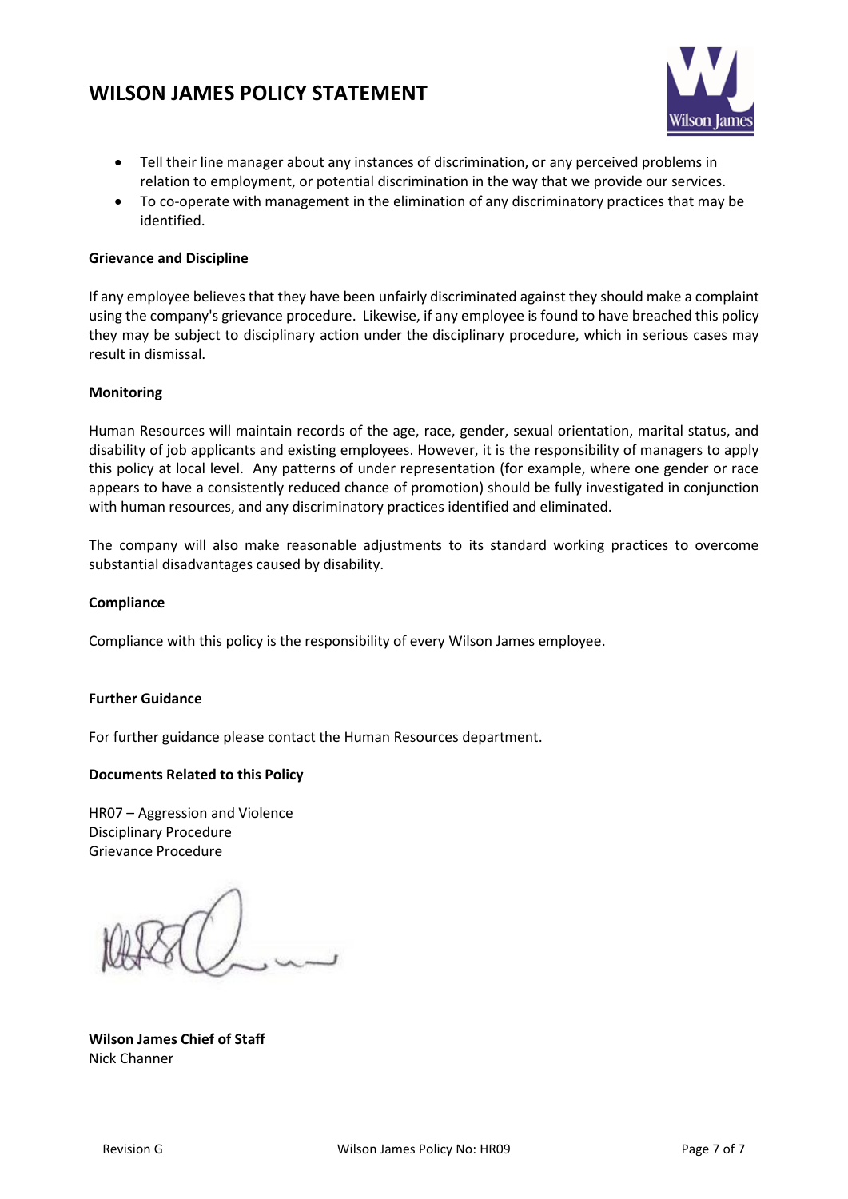- Tell their line manager about any instances of discrimination, or any perceived problems in relation to employment, or potential discrimination in the way that we provide our services.
- To co-operate with management in the elimination of any discriminatory practices that may be identified.

**Grievance and Discipline**

If any employee believes that they have been unfairly discriminated against they should make a complaint using the company's grievance procedure. Likewise, if any employee is found to have breached this policy they may be subject to disciplinary action under the disciplinary procedure, which in serious cases may result in dismissal.

**Monitoring**

Human Resources will maintain records of the age, race, gender, sexual orientation, marital status, and disability of job applicants and existing employees. However, it is the responsibility of managers to apply this policy at local level. Any patterns of under representation (for example, where one gender or race appears to have a consistently reduced chance of promotion) should be fully investigated in conjunction with human resources, and any discriminatory practices identified and eliminated.

The company will also make reasonable adjustments to its standard working practices to overcome substantial disadvantages caused by disability.

**Compliance**

Compliance with this policy is the responsibility of every Wilson James employee.

**Further Guidance**

For further guidance please contact the Human Resources department.

**Documents Related to this Policy**

HR07 – Aggression and Violence
Disciplinary Procedure
Grievance Procedure

**Wilson James Chief of Staff**
Nick Channer